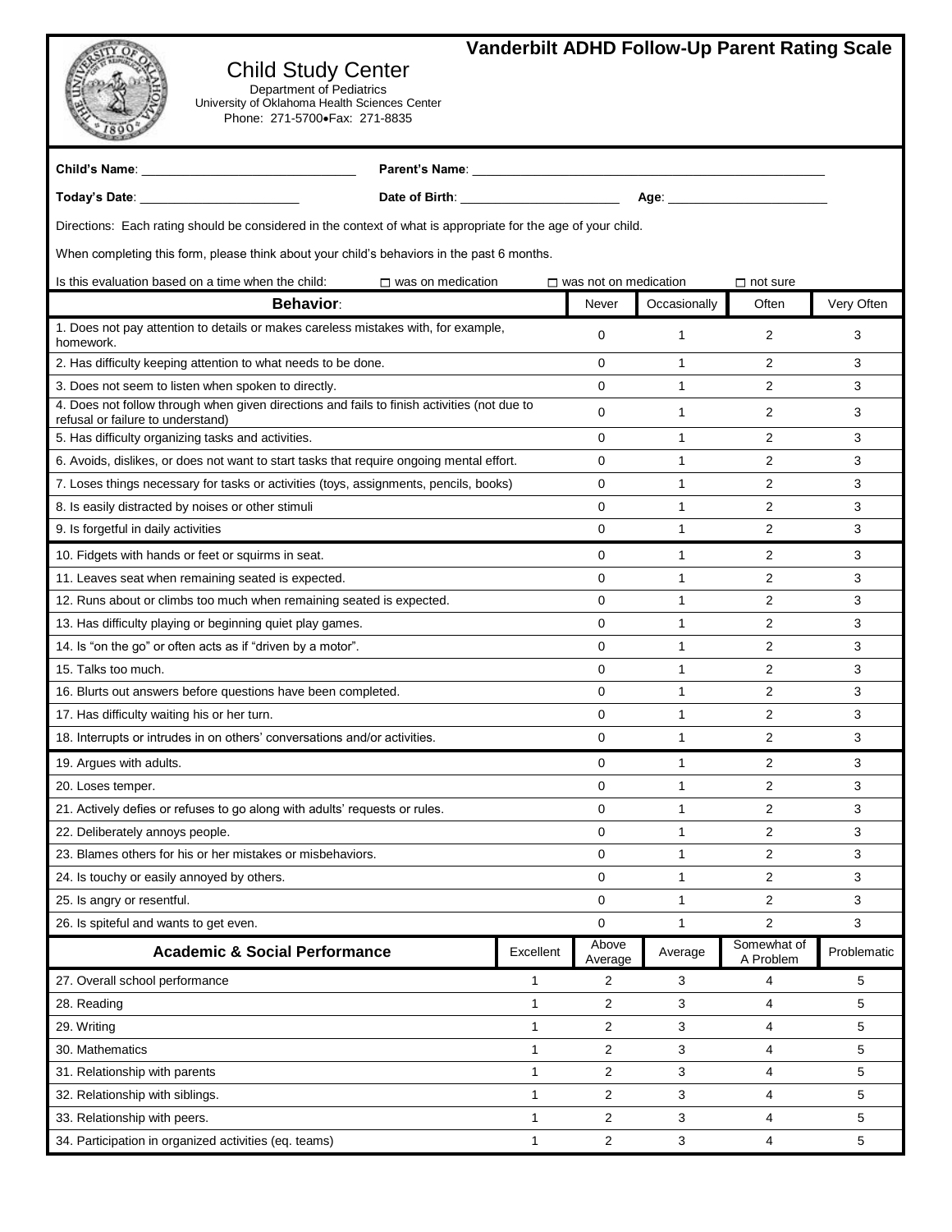# Vanderbilt ADHD Follow-Up Parent Rating Scale

## Child Study Center

Department of Pediatrics
University of Oklahoma Health Sciences Center
Phone: 271-5700•Fax: 271-8835

**Child's Name**: ______________________________ **Parent's Name**: ______________________________

**Today's Date**: ______________________ **Date of Birth**: ______________________ **Age**: ______________________

Directions: Each rating should be considered in the context of what is appropriate for the age of your child.

When completing this form, please think about your child's behaviors in the past 6 months.

Is this evaluation based on a time when the child: ☐ was on medication ☐ was not on medication ☐ not sure

| Behavior: | Never | Occasionally | Often | Very Often |
|---|---|---|---|---|
| 1. Does not pay attention to details or makes careless mistakes with, for example, homework. | 0 | 1 | 2 | 3 |
| 2. Has difficulty keeping attention to what needs to be done. | 0 | 1 | 2 | 3 |
| 3. Does not seem to listen when spoken to directly. | 0 | 1 | 2 | 3 |
| 4. Does not follow through when given directions and fails to finish activities (not due to refusal or failure to understand) | 0 | 1 | 2 | 3 |
| 5. Has difficulty organizing tasks and activities. | 0 | 1 | 2 | 3 |
| 6. Avoids, dislikes, or does not want to start tasks that require ongoing mental effort. | 0 | 1 | 2 | 3 |
| 7. Loses things necessary for tasks or activities (toys, assignments, pencils, books) | 0 | 1 | 2 | 3 |
| 8. Is easily distracted by noises or other stimuli | 0 | 1 | 2 | 3 |
| 9. Is forgetful in daily activities | 0 | 1 | 2 | 3 |
| 10. Fidgets with hands or feet or squirms in seat. | 0 | 1 | 2 | 3 |
| 11. Leaves seat when remaining seated is expected. | 0 | 1 | 2 | 3 |
| 12. Runs about or climbs too much when remaining seated is expected. | 0 | 1 | 2 | 3 |
| 13. Has difficulty playing or beginning quiet play games. | 0 | 1 | 2 | 3 |
| 14. Is "on the go" or often acts as if "driven by a motor". | 0 | 1 | 2 | 3 |
| 15. Talks too much. | 0 | 1 | 2 | 3 |
| 16. Blurts out answers before questions have been completed. | 0 | 1 | 2 | 3 |
| 17. Has difficulty waiting his or her turn. | 0 | 1 | 2 | 3 |
| 18. Interrupts or intrudes in on others' conversations and/or activities. | 0 | 1 | 2 | 3 |
| 19. Argues with adults. | 0 | 1 | 2 | 3 |
| 20. Loses temper. | 0 | 1 | 2 | 3 |
| 21. Actively defies or refuses to go along with adults' requests or rules. | 0 | 1 | 2 | 3 |
| 22. Deliberately annoys people. | 0 | 1 | 2 | 3 |
| 23. Blames others for his or her mistakes or misbehaviors. | 0 | 1 | 2 | 3 |
| 24. Is touchy or easily annoyed by others. | 0 | 1 | 2 | 3 |
| 25. Is angry or resentful. | 0 | 1 | 2 | 3 |
| 26. Is spiteful and wants to get even. | 0 | 1 | 2 | 3 |

| Academic & Social Performance | Excellent | Above Average | Average | Somewhat of A Problem | Problematic |
|---|---|---|---|---|---|
| 27. Overall school performance | 1 | 2 | 3 | 4 | 5 |
| 28. Reading | 1 | 2 | 3 | 4 | 5 |
| 29. Writing | 1 | 2 | 3 | 4 | 5 |
| 30. Mathematics | 1 | 2 | 3 | 4 | 5 |
| 31. Relationship with parents | 1 | 2 | 3 | 4 | 5 |
| 32. Relationship with siblings. | 1 | 2 | 3 | 4 | 5 |
| 33. Relationship with peers. | 1 | 2 | 3 | 4 | 5 |
| 34. Participation in organized activities (eq. teams) | 1 | 2 | 3 | 4 | 5 |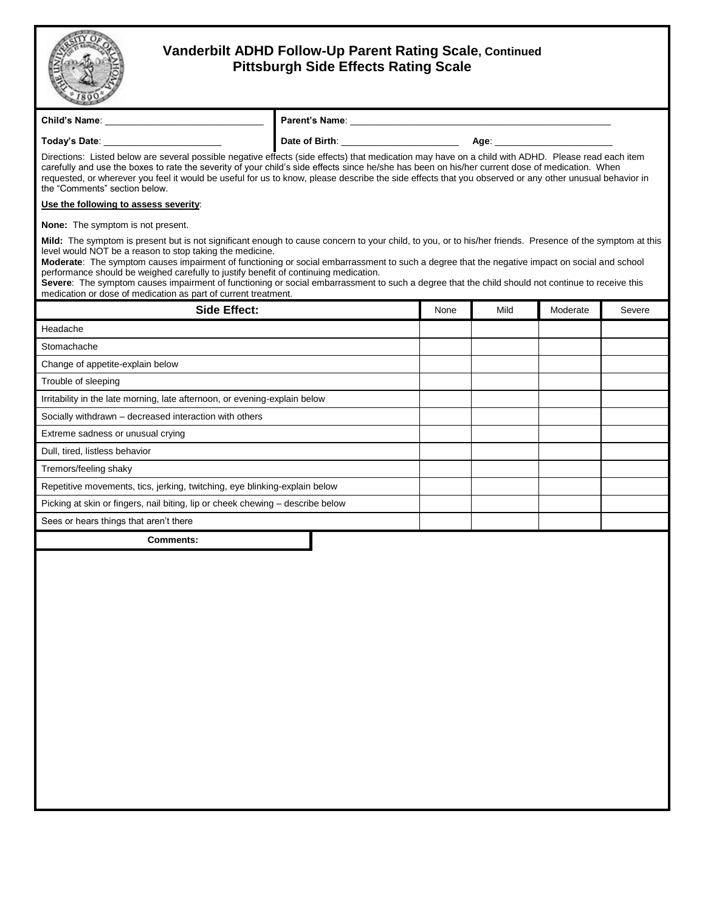# Vanderbilt ADHD Follow-Up Parent Rating Scale, Continued
## Pittsburgh Side Effects Rating Scale

**Child's Name**: ______________________________ **Parent's Name**: ______________________________

**Today's Date**: ______________________ **Date of Birth**: ______________________ **Age**: ______________________

Directions: Listed below are several possible negative effects (side effects) that medication may have on a child with ADHD. Please read each item carefully and use the boxes to rate the severity of your child's side effects since he/she has been on his/her current dose of medication. When requested, or wherever you feel it would be useful for us to know, please describe the side effects that you observed or any other unusual behavior in the "Comments" section below.

**Use the following to assess severity**:

**None:** The symptom is not present.

**Mild:** The symptom is present but is not significant enough to cause concern to your child, to you, or to his/her friends. Presence of the symptom at this level would NOT be a reason to stop taking the medicine.

**Moderate**: The symptom causes impairment of functioning or social embarrassment to such a degree that the negative impact on social and school performance should be weighed carefully to justify benefit of continuing medication.

**Severe**: The symptom causes impairment of functioning or social embarrassment to such a degree that the child should not continue to receive this medication or dose of medication as part of current treatment.

| Side Effect: | None | Mild | Moderate | Severe |
|---|---|---|---|---|
| Headache | | | | |
| Stomachache | | | | |
| Change of appetite-explain below | | | | |
| Trouble of sleeping | | | | |
| Irritability in the late morning, late afternoon, or evening-explain below | | | | |
| Socially withdrawn – decreased interaction with others | | | | |
| Extreme sadness or unusual crying | | | | |
| Dull, tired, listless behavior | | | | |
| Tremors/feeling shaky | | | | |
| Repetitive movements, tics, jerking, twitching, eye blinking-explain below | | | | |
| Picking at skin or fingers, nail biting, lip or cheek chewing – describe below | | | | |
| Sees or hears things that aren't there | | | | |

**Comments:**